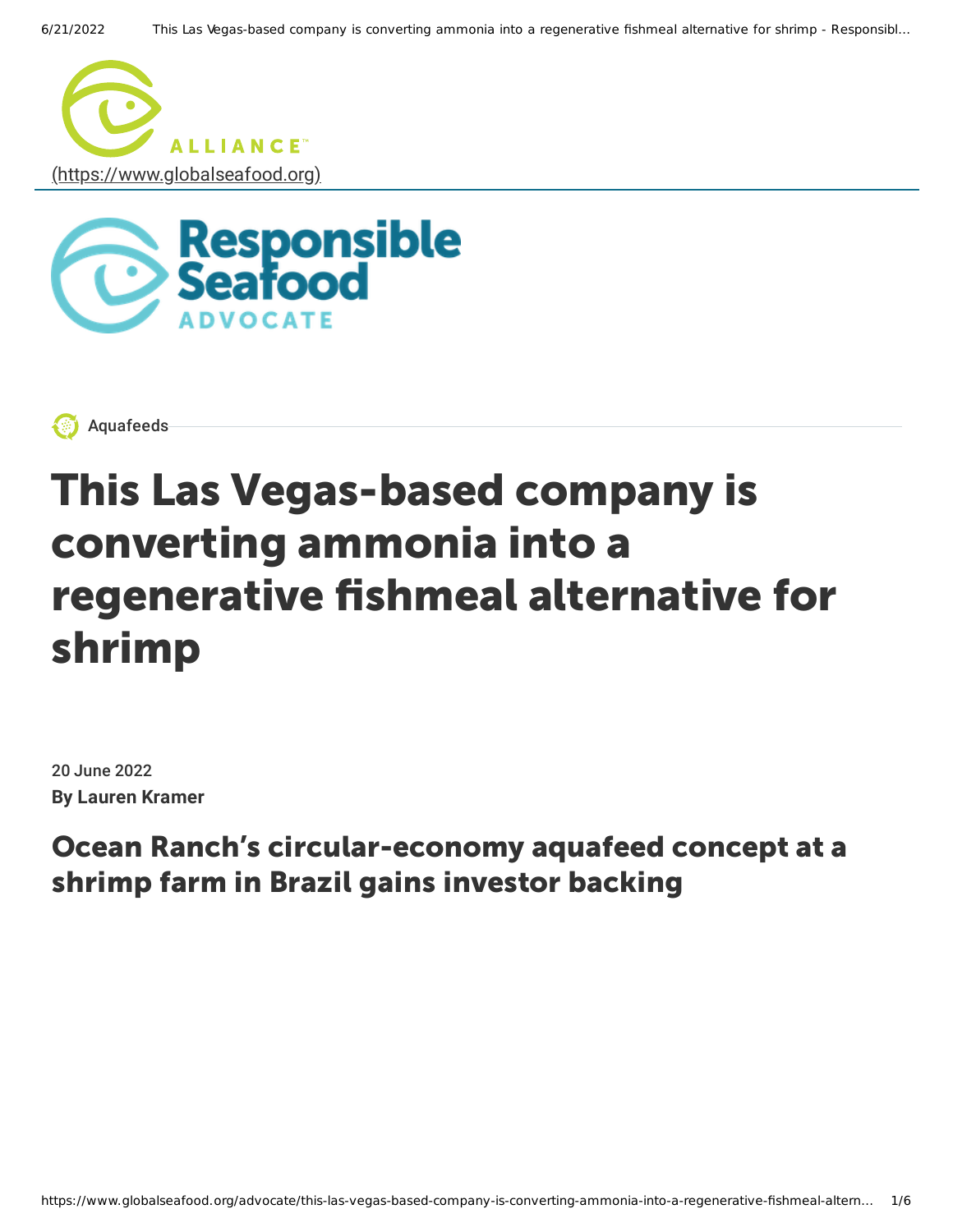ALLIANCE™
(https://www.globalseafood.org)

Responsible Seafood ADVOCATE

Aquafeeds

# This Las Vegas-based company is converting ammonia into a regenerative fishmeal alternative for shrimp

20 June 2022

**By Lauren Kramer**

## Ocean Ranch's circular-economy aquafeed concept at a shrimp farm in Brazil gains investor backing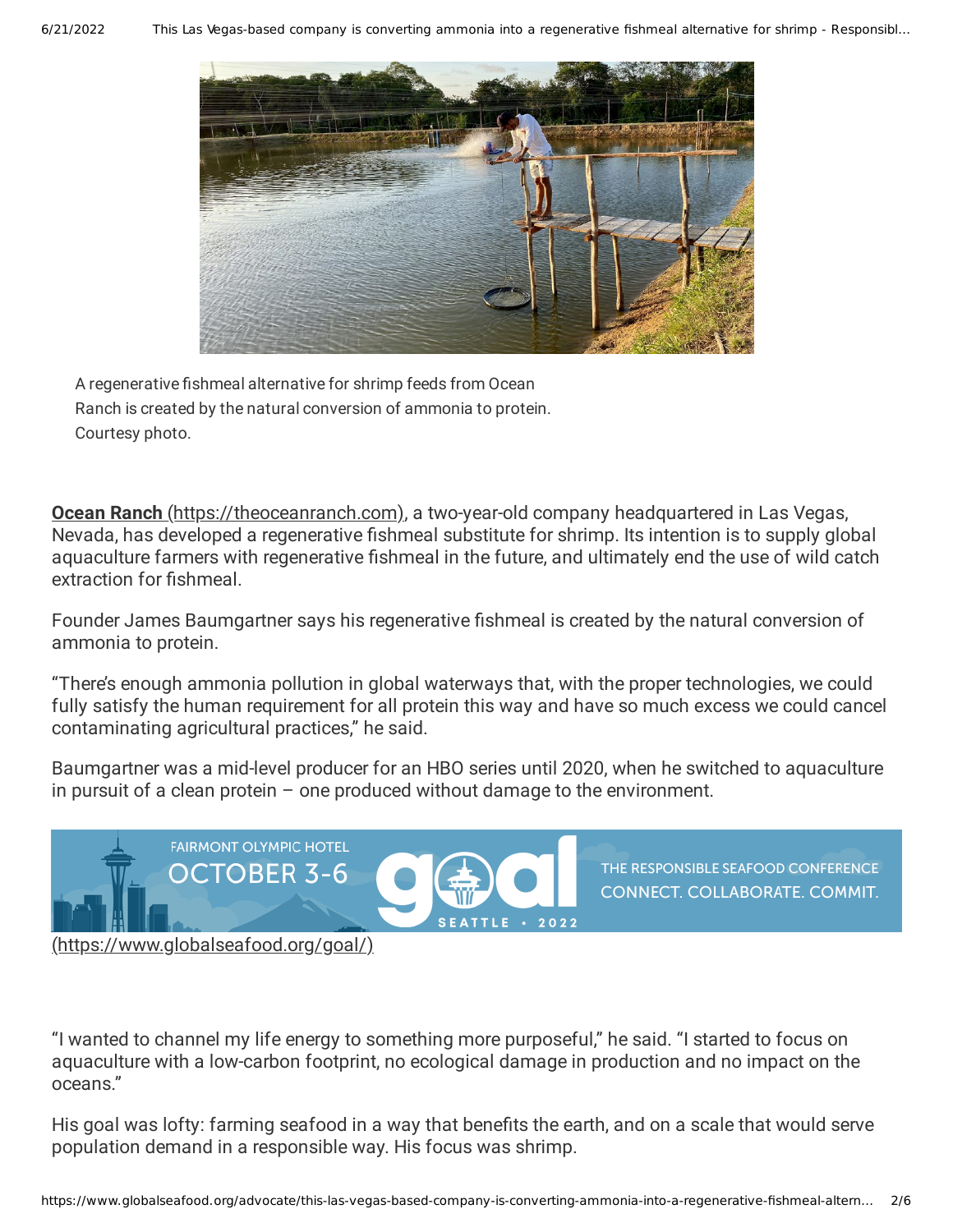A regenerative fishmeal alternative for shrimp feeds from Ocean Ranch is created by the natural conversion of ammonia to protein. Courtesy photo.

**Ocean Ranch** (https://theoceanranch.com), a two-year-old company headquartered in Las Vegas, Nevada, has developed a regenerative fishmeal substitute for shrimp. Its intention is to supply global aquaculture farmers with regenerative fishmeal in the future, and ultimately end the use of wild catch extraction for fishmeal.

Founder James Baumgartner says his regenerative fishmeal is created by the natural conversion of ammonia to protein.

"There's enough ammonia pollution in global waterways that, with the proper technologies, we could fully satisfy the human requirement for all protein this way and have so much excess we could cancel contaminating agricultural practices," he said.

Baumgartner was a mid-level producer for an HBO series until 2020, when he switched to aquaculture in pursuit of a clean protein – one produced without damage to the environment.

FAIRMONT OLYMPIC HOTEL OCTOBER 3-6 goal SEATTLE • 2022 THE RESPONSIBLE SEAFOOD CONFERENCE CONNECT. COLLABORATE. COMMIT.
(https://www.globalseafood.org/goal/)

"I wanted to channel my life energy to something more purposeful," he said. "I started to focus on aquaculture with a low-carbon footprint, no ecological damage in production and no impact on the oceans."

His goal was lofty: farming seafood in a way that benefits the earth, and on a scale that would serve population demand in a responsible way. His focus was shrimp.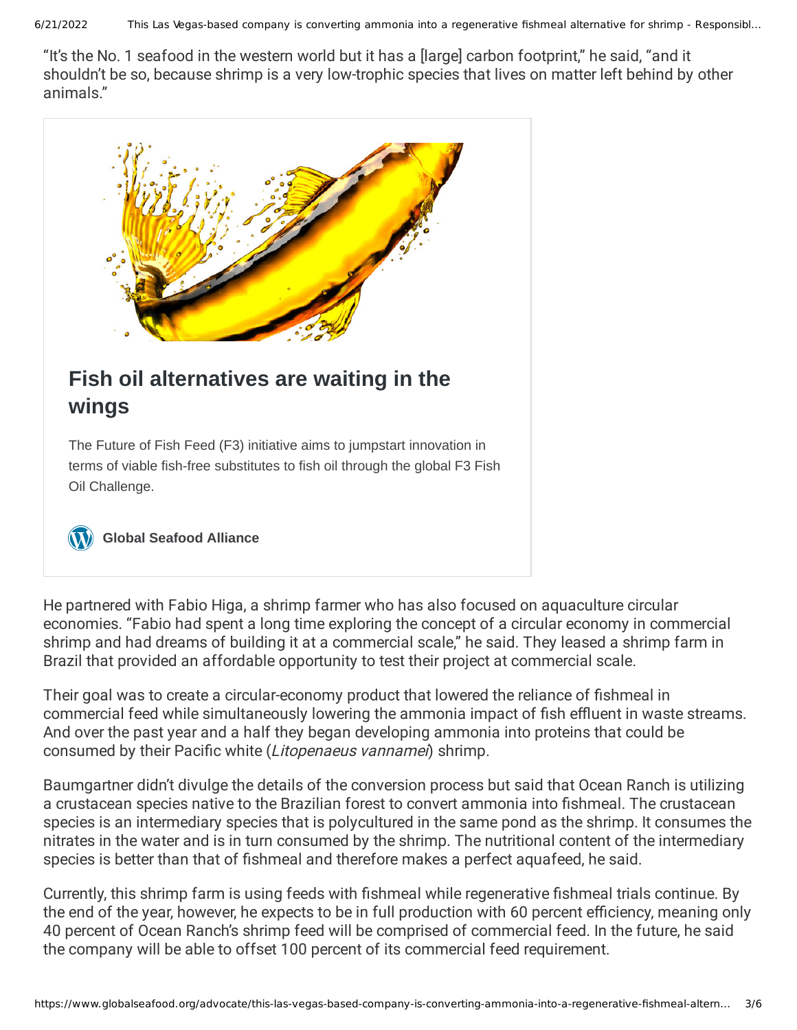"It's the No. 1 seafood in the western world but it has a [large] carbon footprint," he said, "and it shouldn't be so, because shrimp is a very low-trophic species that lives on matter left behind by other animals."

**Fish oil alternatives are waiting in the wings**

The Future of Fish Feed (F3) initiative aims to jumpstart innovation in terms of viable fish-free substitutes to fish oil through the global F3 Fish Oil Challenge.

**Global Seafood Alliance**

He partnered with Fabio Higa, a shrimp farmer who has also focused on aquaculture circular economies. "Fabio had spent a long time exploring the concept of a circular economy in commercial shrimp and had dreams of building it at a commercial scale," he said. They leased a shrimp farm in Brazil that provided an affordable opportunity to test their project at commercial scale.

Their goal was to create a circular-economy product that lowered the reliance of fishmeal in commercial feed while simultaneously lowering the ammonia impact of fish effluent in waste streams. And over the past year and a half they began developing ammonia into proteins that could be consumed by their Pacific white (*Litopenaeus vannamei*) shrimp.

Baumgartner didn't divulge the details of the conversion process but said that Ocean Ranch is utilizing a crustacean species native to the Brazilian forest to convert ammonia into fishmeal. The crustacean species is an intermediary species that is polycultured in the same pond as the shrimp. It consumes the nitrates in the water and is in turn consumed by the shrimp. The nutritional content of the intermediary species is better than that of fishmeal and therefore makes a perfect aquafeed, he said.

Currently, this shrimp farm is using feeds with fishmeal while regenerative fishmeal trials continue. By the end of the year, however, he expects to be in full production with 60 percent efficiency, meaning only 40 percent of Ocean Ranch's shrimp feed will be comprised of commercial feed. In the future, he said the company will be able to offset 100 percent of its commercial feed requirement.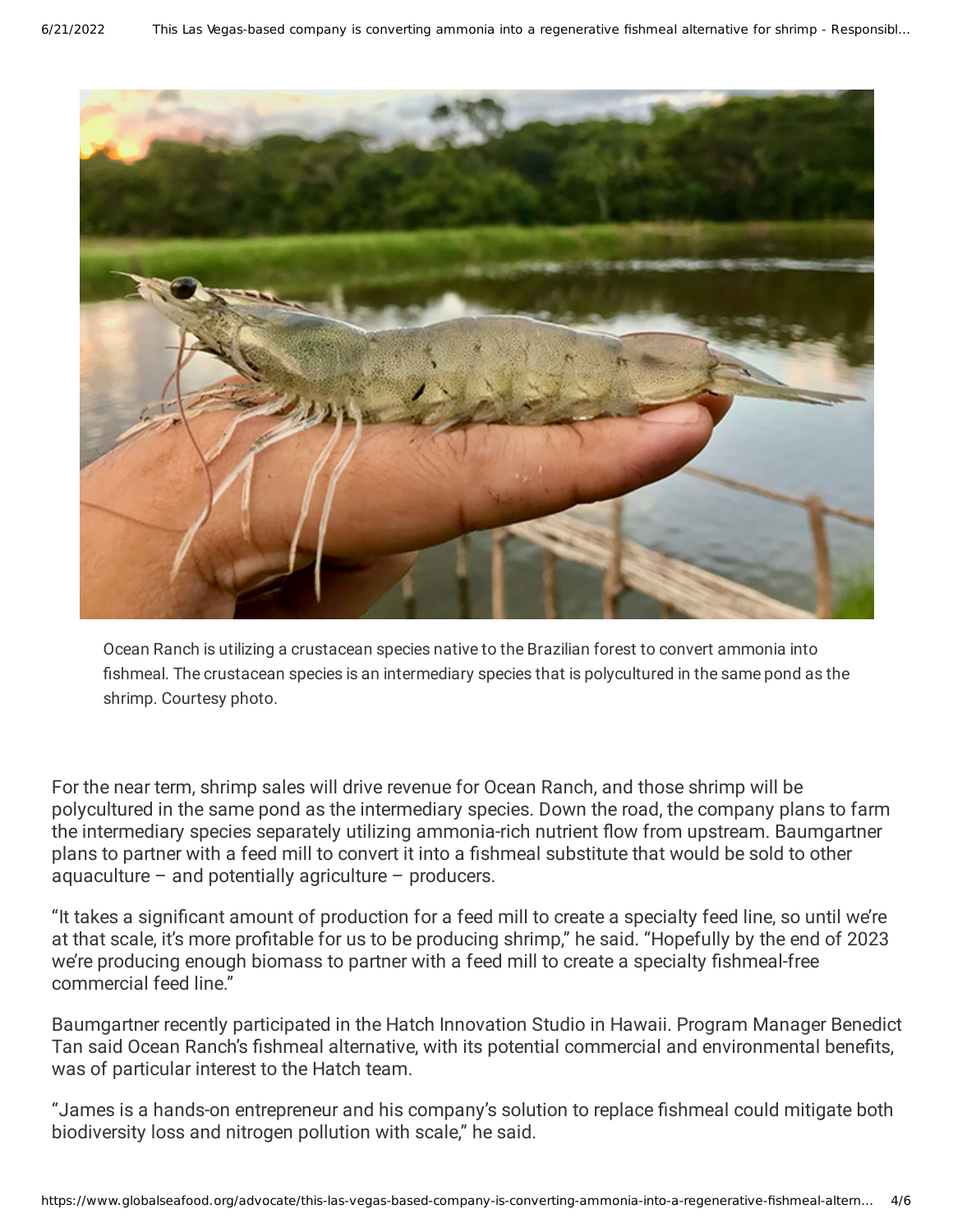Ocean Ranch is utilizing a crustacean species native to the Brazilian forest to convert ammonia into fishmeal. The crustacean species is an intermediary species that is polycultured in the same pond as the shrimp. Courtesy photo.

For the near term, shrimp sales will drive revenue for Ocean Ranch, and those shrimp will be polycultured in the same pond as the intermediary species. Down the road, the company plans to farm the intermediary species separately utilizing ammonia-rich nutrient flow from upstream. Baumgartner plans to partner with a feed mill to convert it into a fishmeal substitute that would be sold to other aquaculture – and potentially agriculture – producers.

"It takes a significant amount of production for a feed mill to create a specialty feed line, so until we're at that scale, it's more profitable for us to be producing shrimp," he said. "Hopefully by the end of 2023 we're producing enough biomass to partner with a feed mill to create a specialty fishmeal-free commercial feed line."

Baumgartner recently participated in the Hatch Innovation Studio in Hawaii. Program Manager Benedict Tan said Ocean Ranch's fishmeal alternative, with its potential commercial and environmental benefits, was of particular interest to the Hatch team.

"James is a hands-on entrepreneur and his company's solution to replace fishmeal could mitigate both biodiversity loss and nitrogen pollution with scale," he said.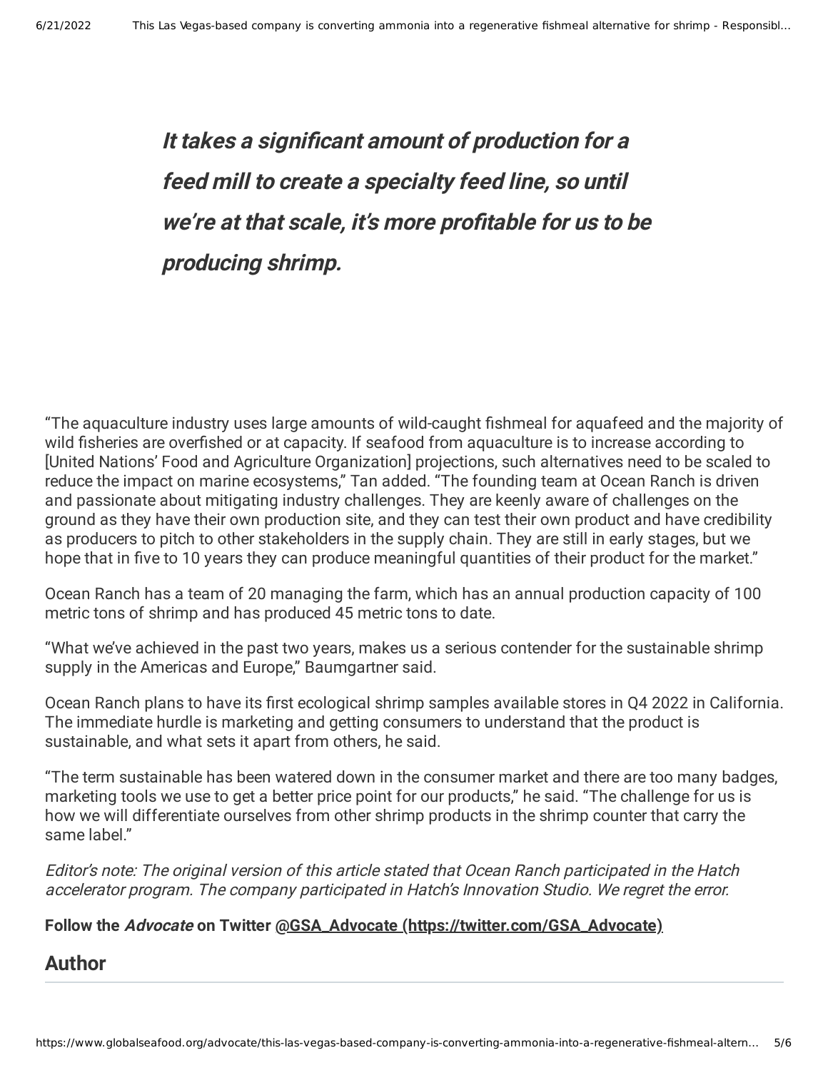***It takes a significant amount of production for a feed mill to create a specialty feed line, so until we're at that scale, it's more profitable for us to be producing shrimp.***

"The aquaculture industry uses large amounts of wild-caught fishmeal for aquafeed and the majority of wild fisheries are overfished or at capacity. If seafood from aquaculture is to increase according to [United Nations' Food and Agriculture Organization] projections, such alternatives need to be scaled to reduce the impact on marine ecosystems," Tan added. "The founding team at Ocean Ranch is driven and passionate about mitigating industry challenges. They are keenly aware of challenges on the ground as they have their own production site, and they can test their own product and have credibility as producers to pitch to other stakeholders in the supply chain. They are still in early stages, but we hope that in five to 10 years they can produce meaningful quantities of their product for the market."

Ocean Ranch has a team of 20 managing the farm, which has an annual production capacity of 100 metric tons of shrimp and has produced 45 metric tons to date.

"What we've achieved in the past two years, makes us a serious contender for the sustainable shrimp supply in the Americas and Europe," Baumgartner said.

Ocean Ranch plans to have its first ecological shrimp samples available stores in Q4 2022 in California. The immediate hurdle is marketing and getting consumers to understand that the product is sustainable, and what sets it apart from others, he said.

"The term sustainable has been watered down in the consumer market and there are too many badges, marketing tools we use to get a better price point for our products," he said. "The challenge for us is how we will differentiate ourselves from other shrimp products in the shrimp counter that carry the same label."

*Editor's note: The original version of this article stated that Ocean Ranch participated in the Hatch accelerator program. The company participated in Hatch's Innovation Studio. We regret the error.*

**Follow the *Advocate* on Twitter @GSA_Advocate (https://twitter.com/GSA_Advocate)**

## Author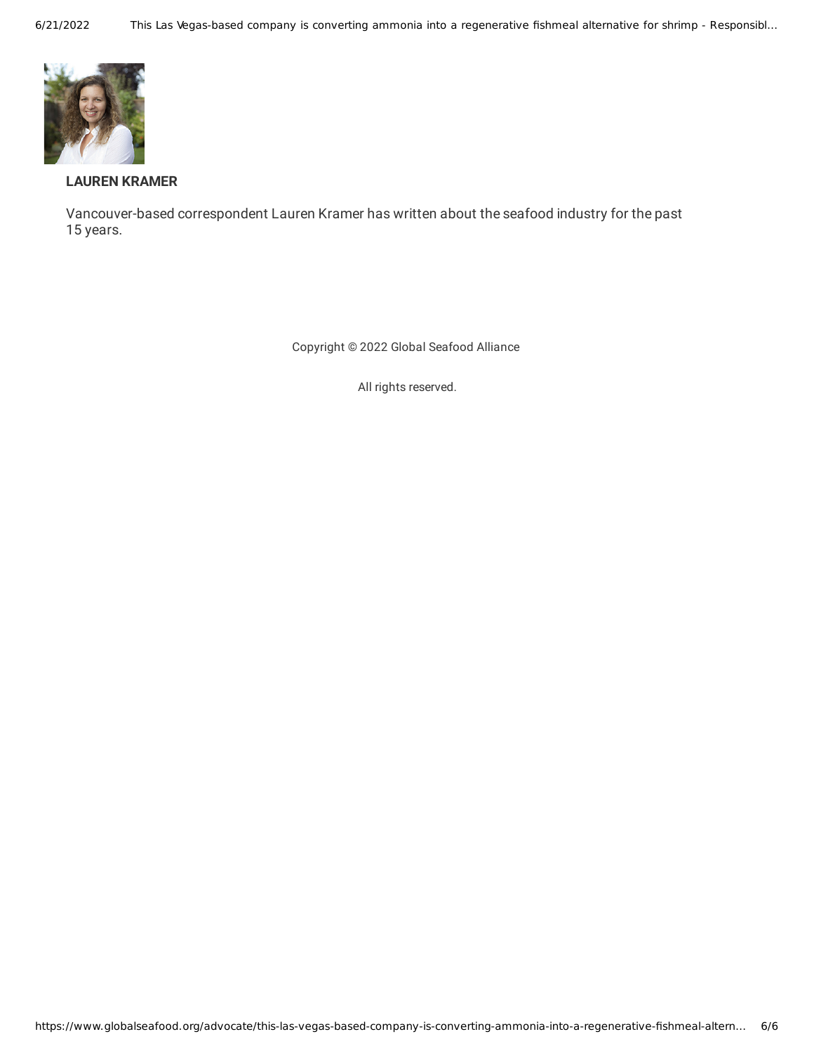**LAUREN KRAMER**

Vancouver-based correspondent Lauren Kramer has written about the seafood industry for the past 15 years.

Copyright © 2022 Global Seafood Alliance

All rights reserved.